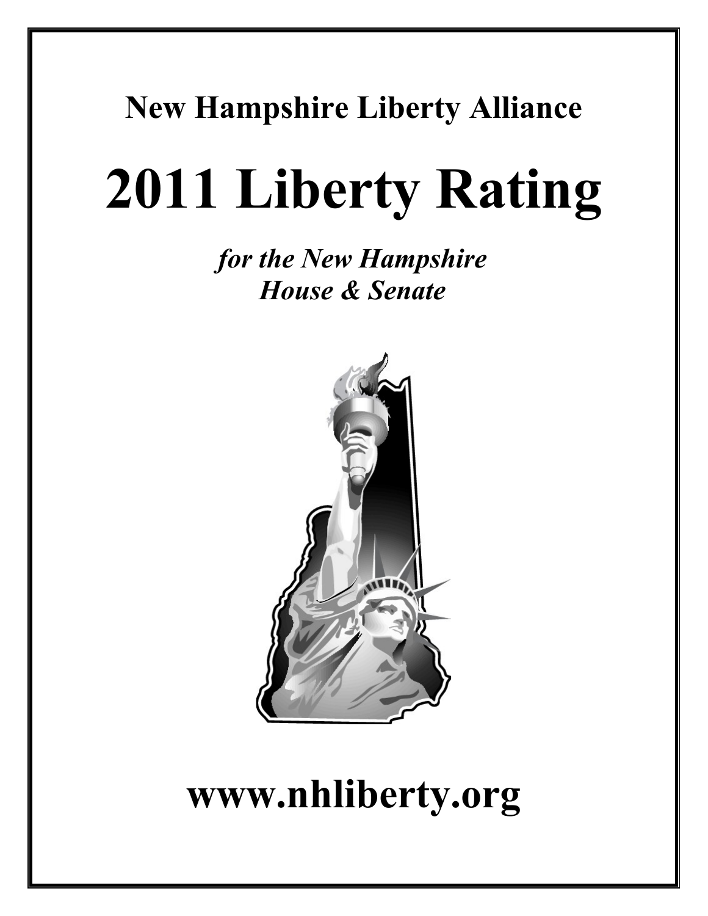# New Hampshire Liberty Alliance

# 2011 Liberty Rating

***for the New Hampshire House & Senate***

## www.nhliberty.org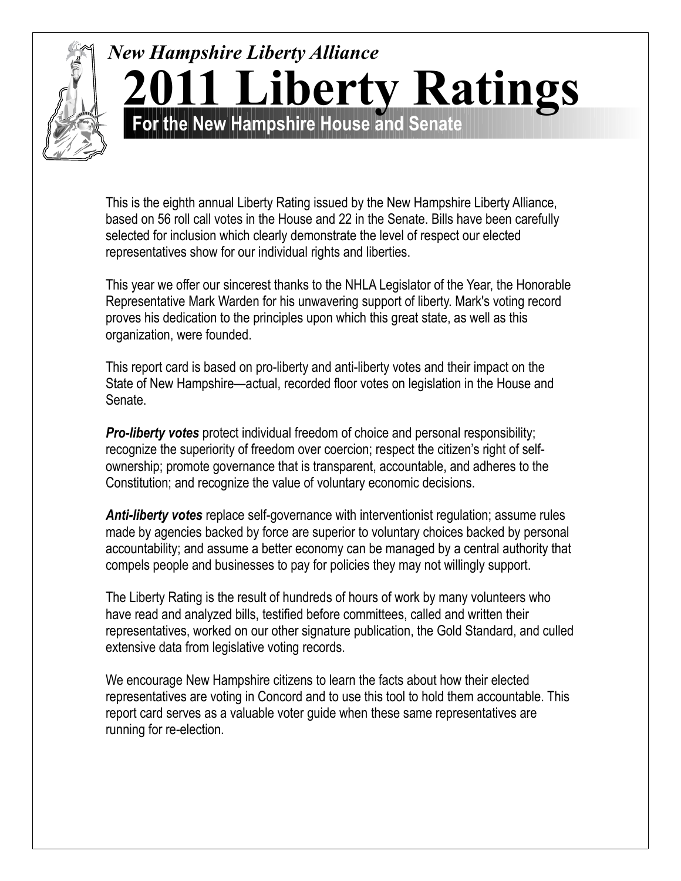*New Hampshire Liberty Alliance*

# 2011 Liberty Ratings

## For the New Hampshire House and Senate

This is the eighth annual Liberty Rating issued by the New Hampshire Liberty Alliance, based on 56 roll call votes in the House and 22 in the Senate. Bills have been carefully selected for inclusion which clearly demonstrate the level of respect our elected representatives show for our individual rights and liberties.

This year we offer our sincerest thanks to the NHLA Legislator of the Year, the Honorable Representative Mark Warden for his unwavering support of liberty. Mark's voting record proves his dedication to the principles upon which this great state, as well as this organization, were founded.

This report card is based on pro-liberty and anti-liberty votes and their impact on the State of New Hampshire—actual, recorded floor votes on legislation in the House and Senate.

***Pro-liberty votes*** protect individual freedom of choice and personal responsibility; recognize the superiority of freedom over coercion; respect the citizen's right of self-ownership; promote governance that is transparent, accountable, and adheres to the Constitution; and recognize the value of voluntary economic decisions.

***Anti-liberty votes*** replace self-governance with interventionist regulation; assume rules made by agencies backed by force are superior to voluntary choices backed by personal accountability; and assume a better economy can be managed by a central authority that compels people and businesses to pay for policies they may not willingly support.

The Liberty Rating is the result of hundreds of hours of work by many volunteers who have read and analyzed bills, testified before committees, called and written their representatives, worked on our other signature publication, the Gold Standard, and culled extensive data from legislative voting records.

We encourage New Hampshire citizens to learn the facts about how their elected representatives are voting in Concord and to use this tool to hold them accountable. This report card serves as a valuable voter guide when these same representatives are running for re-election.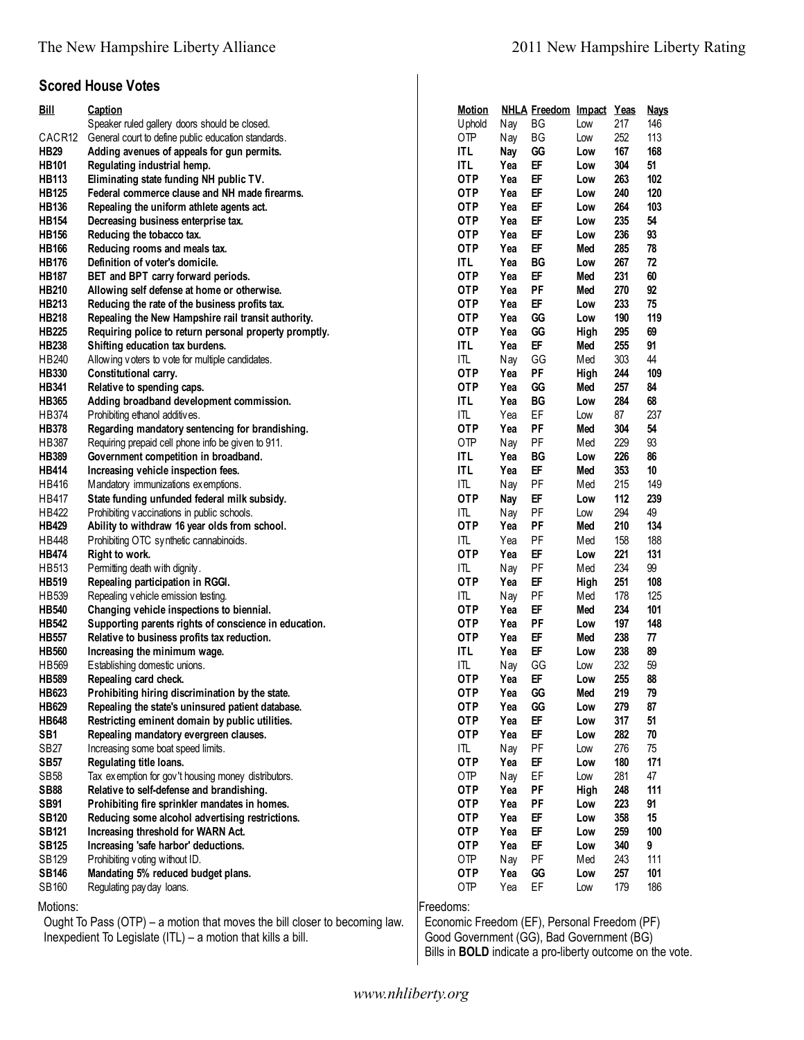## Scored House Votes

| Bill | Caption | Motion | NHLA | Freedom | Impact | Yeas | Nays |
|---|---|---|---|---|---|---|---|
| | Speaker ruled gallery doors should be closed. | Uphold | Nay | BG | Low | 217 | 146 |
| CACR12 | General court to define public education standards. | OTP | Nay | BG | Low | 252 | 113 |
| **HB29** | **Adding avenues of appeals for gun permits.** | **ITL** | **Nay** | **GG** | **Low** | **167** | **168** |
| **HB101** | **Regulating industrial hemp.** | **ITL** | **Yea** | **EF** | **Low** | **304** | **51** |
| **HB113** | **Eliminating state funding NH public TV.** | **OTP** | **Yea** | **EF** | **Low** | **263** | **102** |
| **HB125** | **Federal commerce clause and NH made firearms.** | **OTP** | **Yea** | **EF** | **Low** | **240** | **120** |
| **HB136** | **Repealing the uniform athlete agents act.** | **OTP** | **Yea** | **EF** | **Low** | **264** | **103** |
| **HB154** | **Decreasing business enterprise tax.** | **OTP** | **Yea** | **EF** | **Low** | **235** | **54** |
| **HB156** | **Reducing the tobacco tax.** | **OTP** | **Yea** | **EF** | **Low** | **236** | **93** |
| **HB166** | **Reducing rooms and meals tax.** | **OTP** | **Yea** | **EF** | **Med** | **285** | **78** |
| **HB176** | **Definition of voter's domicile.** | **ITL** | **Yea** | **BG** | **Low** | **267** | **72** |
| **HB187** | **BET and BPT carry forward periods.** | **OTP** | **Yea** | **EF** | **Med** | **231** | **60** |
| **HB210** | **Allowing self defense at home or otherwise.** | **OTP** | **Yea** | **PF** | **Med** | **270** | **92** |
| **HB213** | **Reducing the rate of the business profits tax.** | **OTP** | **Yea** | **EF** | **Low** | **233** | **75** |
| **HB218** | **Repealing the New Hampshire rail transit authority.** | **OTP** | **Yea** | **GG** | **Low** | **190** | **119** |
| **HB225** | **Requiring police to return personal property promptly.** | **OTP** | **Yea** | **GG** | **High** | **295** | **69** |
| **HB238** | **Shifting education tax burdens.** | **ITL** | **Yea** | **EF** | **Med** | **255** | **91** |
| HB240 | Allowing voters to vote for multiple candidates. | ITL | Nay | GG | Med | 303 | 44 |
| **HB330** | **Constitutional carry.** | **OTP** | **Yea** | **PF** | **High** | **244** | **109** |
| **HB341** | **Relative to spending caps.** | **OTP** | **Yea** | **GG** | **Med** | **257** | **84** |
| **HB365** | **Adding broadband development commission.** | **ITL** | **Yea** | **BG** | **Low** | **284** | **68** |
| HB374 | Prohibiting ethanol additives. | ITL | Yea | EF | Low | 87 | 237 |
| **HB378** | **Regarding mandatory sentencing for brandishing.** | **OTP** | **Yea** | **PF** | **Med** | **304** | **54** |
| HB387 | Requiring prepaid cell phone info be given to 911. | OTP | Nay | PF | Med | 229 | 93 |
| **HB389** | **Government competition in broadband.** | **ITL** | **Yea** | **BG** | **Low** | **226** | **86** |
| **HB414** | **Increasing vehicle inspection fees.** | **ITL** | **Yea** | **EF** | **Med** | **353** | **10** |
| HB416 | Mandatory immunizations exemptions. | ITL | Nay | PF | Med | 215 | 149 |
| **HB417** | **State funding unfunded federal milk subsidy.** | **OTP** | **Nay** | **EF** | **Low** | **112** | **239** |
| HB422 | Prohibiting vaccinations in public schools. | ITL | Nay | PF | Low | 294 | 49 |
| **HB429** | **Ability to withdraw 16 year olds from school.** | **OTP** | **Yea** | **PF** | **Med** | **210** | **134** |
| HB448 | Prohibiting OTC synthetic cannabinoids. | ITL | Yea | PF | Med | 158 | 188 |
| **HB474** | **Right to work.** | **OTP** | **Yea** | **EF** | **Low** | **221** | **131** |
| HB513 | Permitting death with dignity. | ITL | Nay | PF | Med | 234 | 99 |
| **HB519** | **Repealing participation in RGGI.** | **OTP** | **Yea** | **EF** | **High** | **251** | **108** |
| HB539 | Repealing vehicle emission testing. | ITL | Nay | PF | Med | 178 | 125 |
| **HB540** | **Changing vehicle inspections to biennial.** | **OTP** | **Yea** | **EF** | **Med** | **234** | **101** |
| **HB542** | **Supporting parents rights of conscience in education.** | **OTP** | **Yea** | **PF** | **Low** | **197** | **148** |
| **HB557** | **Relative to business profits tax reduction.** | **OTP** | **Yea** | **EF** | **Med** | **238** | **77** |
| **HB560** | **Increasing the minimum wage.** | **ITL** | **Yea** | **EF** | **Low** | **238** | **89** |
| HB569 | Establishing domestic unions. | ITL | Nay | GG | Low | 232 | 59 |
| **HB589** | **Repealing card check.** | **OTP** | **Yea** | **EF** | **Low** | **255** | **88** |
| **HB623** | **Prohibiting hiring discrimination by the state.** | **OTP** | **Yea** | **GG** | **Med** | **219** | **79** |
| **HB629** | **Repealing the state's uninsured patient database.** | **OTP** | **Yea** | **GG** | **Low** | **279** | **87** |
| **HB648** | **Restricting eminent domain by public utilities.** | **OTP** | **Yea** | **EF** | **Low** | **317** | **51** |
| **SB1** | **Repealing mandatory evergreen clauses.** | **OTP** | **Yea** | **EF** | **Low** | **282** | **70** |
| SB27 | Increasing some boat speed limits. | ITL | Nay | PF | Low | 276 | 75 |
| **SB57** | **Regulating title loans.** | **OTP** | **Yea** | **EF** | **Low** | **180** | **171** |
| SB58 | Tax exemption for gov't housing money distributors. | OTP | Nay | EF | Low | 281 | 47 |
| **SB88** | **Relative to self-defense and brandishing.** | **OTP** | **Yea** | **PF** | **High** | **248** | **111** |
| **SB91** | **Prohibiting fire sprinkler mandates in homes.** | **OTP** | **Yea** | **PF** | **Low** | **223** | **91** |
| **SB120** | **Reducing some alcohol advertising restrictions.** | **OTP** | **Yea** | **EF** | **Low** | **358** | **15** |
| **SB121** | **Increasing threshold for WARN Act.** | **OTP** | **Yea** | **EF** | **Low** | **259** | **100** |
| **SB125** | **Increasing 'safe harbor' deductions.** | **OTP** | **Yea** | **EF** | **Low** | **340** | **9** |
| SB129 | Prohibiting voting without ID. | OTP | Nay | PF | Med | 243 | 111 |
| **SB146** | **Mandating 5% reduced budget plans.** | **OTP** | **Yea** | **GG** | **Low** | **257** | **101** |
| SB160 | Regulating payday loans. | OTP | Yea | EF | Low | 179 | 186 |

Motions:

- Ought To Pass (OTP) – a motion that moves the bill closer to becoming law.
- Inexpedient To Legislate (ITL) – a motion that kills a bill.

Freedoms:

- Economic Freedom (EF), Personal Freedom (PF)
- Good Government (GG), Bad Government (BG)
- Bills in **BOLD** indicate a pro-liberty outcome on the vote.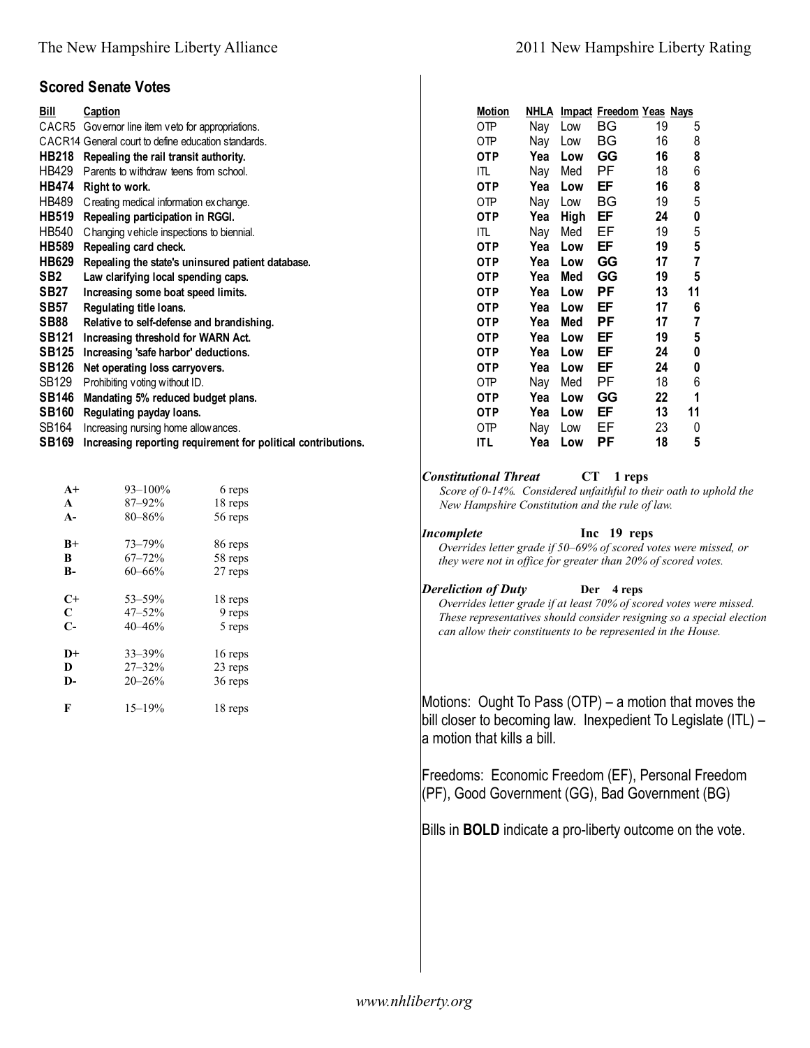## Scored Senate Votes

| Bill | Caption | Motion | NHLA | Impact | Freedom | Yeas | Nays |
|---|---|---|---|---|---|---|---|
| CACR5 | Governor line item veto for appropriations. | OTP | Nay | Low | BG | 19 | 5 |
| CACR14 | General court to define education standards. | OTP | Nay | Low | BG | 16 | 8 |
| **HB218** | **Repealing the rail transit authority.** | **OTP** | **Yea** | **Low** | **GG** | **16** | **8** |
| HB429 | Parents to withdraw teens from school. | ITL | Nay | Med | PF | 18 | 6 |
| **HB474** | **Right to work.** | **OTP** | **Yea** | **Low** | **EF** | **16** | **8** |
| HB489 | Creating medical information exchange. | OTP | Nay | Low | BG | 19 | 5 |
| **HB519** | **Repealing participation in RGGI.** | **OTP** | **Yea** | **High** | **EF** | **24** | **0** |
| HB540 | Changing vehicle inspections to biennial. | ITL | Nay | Med | EF | 19 | 5 |
| **HB589** | **Repealing card check.** | **OTP** | **Yea** | **Low** | **EF** | **19** | **5** |
| **HB629** | **Repealing the state's uninsured patient database.** | **OTP** | **Yea** | **Low** | **GG** | **17** | **7** |
| **SB2** | **Law clarifying local spending caps.** | **OTP** | **Yea** | **Med** | **GG** | **19** | **5** |
| **SB27** | **Increasing some boat speed limits.** | **OTP** | **Yea** | **Low** | **PF** | **13** | **11** |
| **SB57** | **Regulating title loans.** | **OTP** | **Yea** | **Low** | **EF** | **17** | **6** |
| **SB88** | **Relative to self-defense and brandishing.** | **OTP** | **Yea** | **Med** | **PF** | **17** | **7** |
| **SB121** | **Increasing threshold for WARN Act.** | **OTP** | **Yea** | **Low** | **EF** | **19** | **5** |
| **SB125** | **Increasing 'safe harbor' deductions.** | **OTP** | **Yea** | **Low** | **EF** | **24** | **0** |
| **SB126** | **Net operating loss carryovers.** | **OTP** | **Yea** | **Low** | **EF** | **24** | **0** |
| SB129 | Prohibiting voting without ID. | OTP | Nay | Med | PF | 18 | 6 |
| **SB146** | **Mandating 5% reduced budget plans.** | **OTP** | **Yea** | **Low** | **GG** | **22** | **1** |
| **SB160** | **Regulating payday loans.** | **OTP** | **Yea** | **Low** | **EF** | **13** | **11** |
| SB164 | Increasing nursing home allowances. | OTP | Nay | Low | EF | 23 | 0 |
| **SB169** | **Increasing reporting requirement for political contributions.** | **ITL** | **Yea** | **Low** | **PF** | **18** | **5** |

| Grade | Range | Reps |
|---|---|---|
| **A+** | 93–100% | 6 reps |
| **A** | 87–92% | 18 reps |
| **A-** | 80–86% | 56 reps |
| **B+** | 73–79% | 86 reps |
| **B** | 67–72% | 58 reps |
| **B-** | 60–66% | 27 reps |
| **C+** | 53–59% | 18 reps |
| **C** | 47–52% | 9 reps |
| **C-** | 40–46% | 5 reps |
| **D+** | 33–39% | 16 reps |
| **D** | 27–32% | 23 reps |
| **D-** | 20–26% | 36 reps |
| **F** | 15–19% | 18 reps |

***Constitutional Threat*** **CT 1 reps**
*Score of 0-14%. Considered unfaithful to their oath to uphold the New Hampshire Constitution and the rule of law.*

***Incomplete*** **Inc 19 reps**
*Overrides letter grade if 50–69% of scored votes were missed, or they were not in office for greater than 20% of scored votes.*

***Dereliction of Duty*** **Der 4 reps**
*Overrides letter grade if at least 70% of scored votes were missed. These representatives should consider resigning so a special election can allow their constituents to be represented in the House.*

Motions: Ought To Pass (OTP) – a motion that moves the bill closer to becoming law. Inexpedient To Legislate (ITL) – a motion that kills a bill.

Freedoms: Economic Freedom (EF), Personal Freedom (PF), Good Government (GG), Bad Government (BG)

Bills in **BOLD** indicate a pro-liberty outcome on the vote.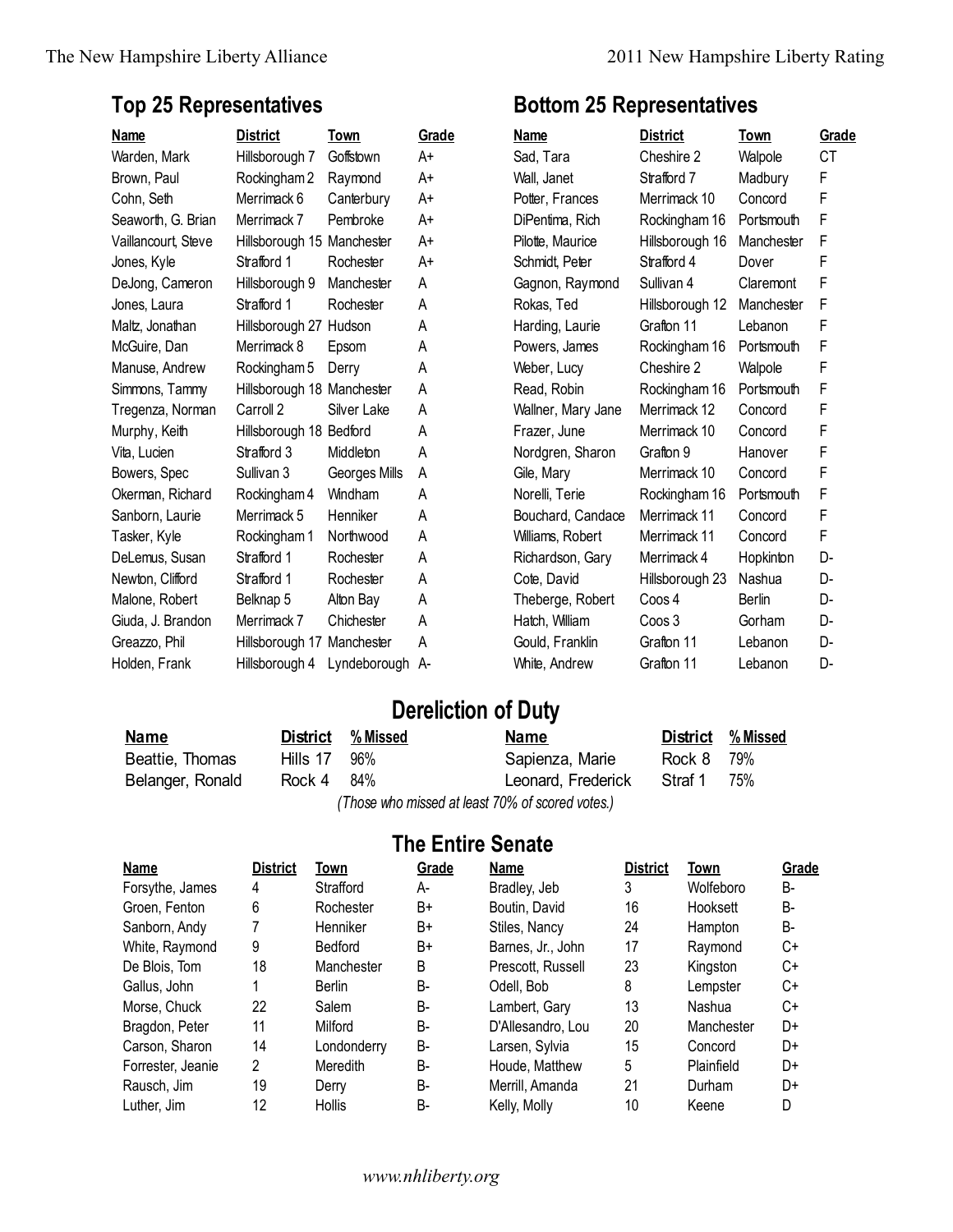## Top 25 Representatives

| Name | District | Town | Grade |
|---|---|---|---|
| Warden, Mark | Hillsborough 7 | Goffstown | A+ |
| Brown, Paul | Rockingham 2 | Raymond | A+ |
| Cohn, Seth | Merrimack 6 | Canterbury | A+ |
| Seaworth, G. Brian | Merrimack 7 | Pembroke | A+ |
| Vaillancourt, Steve | Hillsborough 15 | Manchester | A+ |
| Jones, Kyle | Strafford 1 | Rochester | A+ |
| DeJong, Cameron | Hillsborough 9 | Manchester | A |
| Jones, Laura | Strafford 1 | Rochester | A |
| Maltz, Jonathan | Hillsborough 27 | Hudson | A |
| McGuire, Dan | Merrimack 8 | Epsom | A |
| Manuse, Andrew | Rockingham 5 | Derry | A |
| Simmons, Tammy | Hillsborough 18 | Manchester | A |
| Tregenza, Norman | Carroll 2 | Silver Lake | A |
| Murphy, Keith | Hillsborough 18 | Bedford | A |
| Vita, Lucien | Strafford 3 | Middleton | A |
| Bowers, Spec | Sullivan 3 | Georges Mills | A |
| Okerman, Richard | Rockingham 4 | Windham | A |
| Sanborn, Laurie | Merrimack 5 | Henniker | A |
| Tasker, Kyle | Rockingham 1 | Northwood | A |
| DeLemus, Susan | Strafford 1 | Rochester | A |
| Newton, Clifford | Strafford 1 | Rochester | A |
| Malone, Robert | Belknap 5 | Alton Bay | A |
| Giuda, J. Brandon | Merrimack 7 | Chichester | A |
| Greazzo, Phil | Hillsborough 17 | Manchester | A |
| Holden, Frank | Hillsborough 4 | Lyndeborough | A- |

## Bottom 25 Representatives

| Name | District | Town | Grade |
|---|---|---|---|
| Sad, Tara | Cheshire 2 | Walpole | CT |
| Wall, Janet | Strafford 7 | Madbury | F |
| Potter, Frances | Merrimack 10 | Concord | F |
| DiPentima, Rich | Rockingham 16 | Portsmouth | F |
| Pilotte, Maurice | Hillsborough 16 | Manchester | F |
| Schmidt, Peter | Strafford 4 | Dover | F |
| Gagnon, Raymond | Sullivan 4 | Claremont | F |
| Rokas, Ted | Hillsborough 12 | Manchester | F |
| Harding, Laurie | Grafton 11 | Lebanon | F |
| Powers, James | Rockingham 16 | Portsmouth | F |
| Weber, Lucy | Cheshire 2 | Walpole | F |
| Read, Robin | Rockingham 16 | Portsmouth | F |
| Wallner, Mary Jane | Merrimack 12 | Concord | F |
| Frazer, June | Merrimack 10 | Concord | F |
| Nordgren, Sharon | Grafton 9 | Hanover | F |
| Gile, Mary | Merrimack 10 | Concord | F |
| Norelli, Terie | Rockingham 16 | Portsmouth | F |
| Bouchard, Candace | Merrimack 11 | Concord | F |
| Williams, Robert | Merrimack 11 | Concord | F |
| Richardson, Gary | Merrimack 4 | Hopkinton | D- |
| Cote, David | Hillsborough 23 | Nashua | D- |
| Theberge, Robert | Coos 4 | Berlin | D- |
| Hatch, William | Coos 3 | Gorham | D- |
| Gould, Franklin | Grafton 11 | Lebanon | D- |
| White, Andrew | Grafton 11 | Lebanon | D- |

## Dereliction of Duty

| Name | District | % Missed |
|---|---|---|
| Beattie, Thomas | Hills 17 | 96% |
| Belanger, Ronald | Rock 4 | 84% |
| Sapienza, Marie | Rock 8 | 79% |
| Leonard, Frederick | Straf 1 | 75% |

*(Those who missed at least 70% of scored votes.)*

## The Entire Senate

| Name | District | Town | Grade |
|---|---|---|---|
| Forsythe, James | 4 | Strafford | A- |
| Groen, Fenton | 6 | Rochester | B+ |
| Sanborn, Andy | 7 | Henniker | B+ |
| White, Raymond | 9 | Bedford | B+ |
| De Blois, Tom | 18 | Manchester | B |
| Gallus, John | 1 | Berlin | B- |
| Morse, Chuck | 22 | Salem | B- |
| Bragdon, Peter | 11 | Milford | B- |
| Carson, Sharon | 14 | Londonderry | B- |
| Forrester, Jeanie | 2 | Meredith | B- |
| Rausch, Jim | 19 | Derry | B- |
| Luther, Jim | 12 | Hollis | B- |
| Bradley, Jeb | 3 | Wolfeboro | B- |
| Boutin, David | 16 | Hooksett | B- |
| Stiles, Nancy | 24 | Hampton | B- |
| Barnes, Jr., John | 17 | Raymond | C+ |
| Prescott, Russell | 23 | Kingston | C+ |
| Odell, Bob | 8 | Lempster | C+ |
| Lambert, Gary | 13 | Nashua | C+ |
| D'Allesandro, Lou | 20 | Manchester | D+ |
| Larsen, Sylvia | 15 | Concord | D+ |
| Houde, Matthew | 5 | Plainfield | D+ |
| Merrill, Amanda | 21 | Durham | D+ |
| Kelly, Molly | 10 | Keene | D |

www.nhliberty.org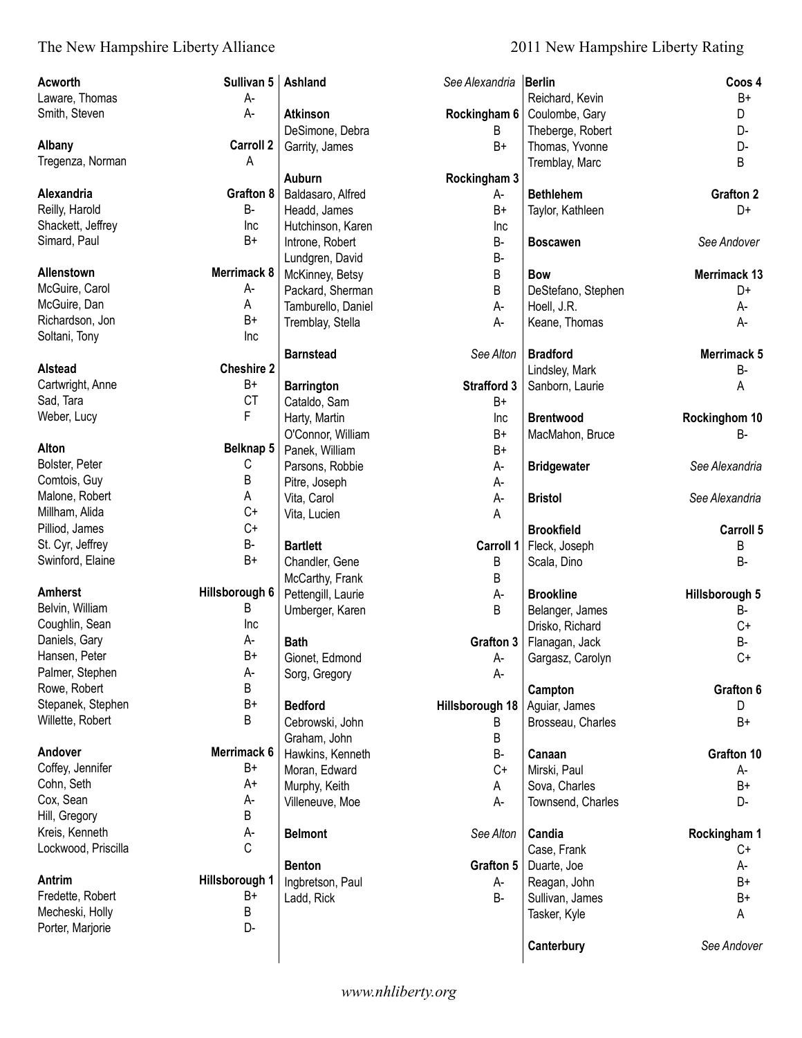**Acworth** — Sullivan 5

| Name | Rating |
|---|---|
| Laware, Thomas | A- |
| Smith, Steven | A- |

**Albany** — Carroll 2

| Name | Rating |
|---|---|
| Tregenza, Norman | A |

**Alexandria** — Grafton 8

| Name | Rating |
|---|---|
| Reilly, Harold | B- |
| Shackett, Jeffrey | Inc |
| Simard, Paul | B+ |

**Allenstown** — Merrimack 8

| Name | Rating |
|---|---|
| McGuire, Carol | A- |
| McGuire, Dan | A |
| Richardson, Jon | B+ |
| Soltani, Tony | Inc |

**Alstead** — Cheshire 2

| Name | Rating |
|---|---|
| Cartwright, Anne | B+ |
| Sad, Tara | CT |
| Weber, Lucy | F |

**Alton** — Belknap 5

| Name | Rating |
|---|---|
| Bolster, Peter | C |
| Comtois, Guy | B |
| Malone, Robert | A |
| Millham, Alida | C+ |
| Pilliod, James | C+ |
| St. Cyr, Jeffrey | B- |
| Swinford, Elaine | B+ |

**Amherst** — Hillsborough 6

| Name | Rating |
|---|---|
| Belvin, William | B |
| Coughlin, Sean | Inc |
| Daniels, Gary | A- |
| Hansen, Peter | B+ |
| Palmer, Stephen | A- |
| Rowe, Robert | B |
| Stepanek, Stephen | B+ |
| Willette, Robert | B |

**Andover** — Merrimack 6

| Name | Rating |
|---|---|
| Coffey, Jennifer | B+ |
| Cohn, Seth | A+ |
| Cox, Sean | A- |
| Hill, Gregory | B |
| Kreis, Kenneth | A- |
| Lockwood, Priscilla | C |

**Antrim** — Hillsborough 1

| Name | Rating |
|---|---|
| Fredette, Robert | B+ |
| Mecheski, Holly | B |
| Porter, Marjorie | D- |

**Ashland** — *See Alexandria*

**Atkinson** — Rockingham 6

| Name | Rating |
|---|---|
| DeSimone, Debra | B |
| Garrity, James | B+ |

**Auburn** — Rockingham 3

| Name | Rating |
|---|---|
| Baldasaro, Alfred | A- |
| Headd, James | B+ |
| Hutchinson, Karen | Inc |
| Introne, Robert | B- |
| Lundgren, David | B- |
| McKinney, Betsy | B |
| Packard, Sherman | B |
| Tamburello, Daniel | A- |
| Tremblay, Stella | A- |

**Barnstead** — *See Alton*

**Barrington** — Strafford 3

| Name | Rating |
|---|---|
| Cataldo, Sam | B+ |
| Harty, Martin | Inc |
| O'Connor, William | B+ |
| Panek, William | B+ |
| Parsons, Robbie | A- |
| Pitre, Joseph | A- |
| Vita, Carol | A- |
| Vita, Lucien | A |

**Bartlett** — Carroll 1

| Name | Rating |
|---|---|
| Chandler, Gene | B |
| McCarthy, Frank | B |
| Pettengill, Laurie | A- |
| Umberger, Karen | B |

**Bath** — Grafton 3

| Name | Rating |
|---|---|
| Gionet, Edmond | A- |
| Sorg, Gregory | A- |

**Bedford** — Hillsborough 18

| Name | Rating |
|---|---|
| Cebrowski, John | B |
| Graham, John | B |
| Hawkins, Kenneth | B- |
| Moran, Edward | C+ |
| Murphy, Keith | A |
| Villeneuve, Moe | A- |

**Belmont** — *See Alton*

**Benton** — Grafton 5

| Name | Rating |
|---|---|
| Ingbretson, Paul | A- |
| Ladd, Rick | B- |

**Berlin** — Coos 4

| Name | Rating |
|---|---|
| Reichard, Kevin | B+ |
| Coulombe, Gary | D |
| Theberge, Robert | D- |
| Thomas, Yvonne | D- |
| Tremblay, Marc | B |

**Bethlehem** — Grafton 2

| Name | Rating |
|---|---|
| Taylor, Kathleen | D+ |

**Boscawen** — *See Andover*

**Bow** — Merrimack 13

| Name | Rating |
|---|---|
| DeStefano, Stephen | D+ |
| Hoell, J.R. | A- |
| Keane, Thomas | A- |

**Bradford** — Merrimack 5

| Name | Rating |
|---|---|
| Lindsley, Mark | B- |
| Sanborn, Laurie | A |

**Brentwood** — Rockinghom 10

| Name | Rating |
|---|---|
| MacMahon, Bruce | B- |

**Bridgewater** — *See Alexandria*

**Bristol** — *See Alexandria*

**Brookfield** — Carroll 5

| Name | Rating |
|---|---|
| Fleck, Joseph | B |
| Scala, Dino | B- |

**Brookline** — Hillsborough 5

| Name | Rating |
|---|---|
| Belanger, James | B- |
| Drisko, Richard | C+ |
| Flanagan, Jack | B- |
| Gargasz, Carolyn | C+ |

**Campton** — Grafton 6

| Name | Rating |
|---|---|
| Aguiar, James | D |
| Brosseau, Charles | B+ |

**Canaan** — Grafton 10

| Name | Rating |
|---|---|
| Mirski, Paul | A- |
| Sova, Charles | B+ |
| Townsend, Charles | D- |

**Candia** — Rockingham 1

| Name | Rating |
|---|---|
| Case, Frank | C+ |
| Duarte, Joe | A- |
| Reagan, John | B+ |
| Sullivan, James | B+ |
| Tasker, Kyle | A |

**Canterbury** — *See Andover*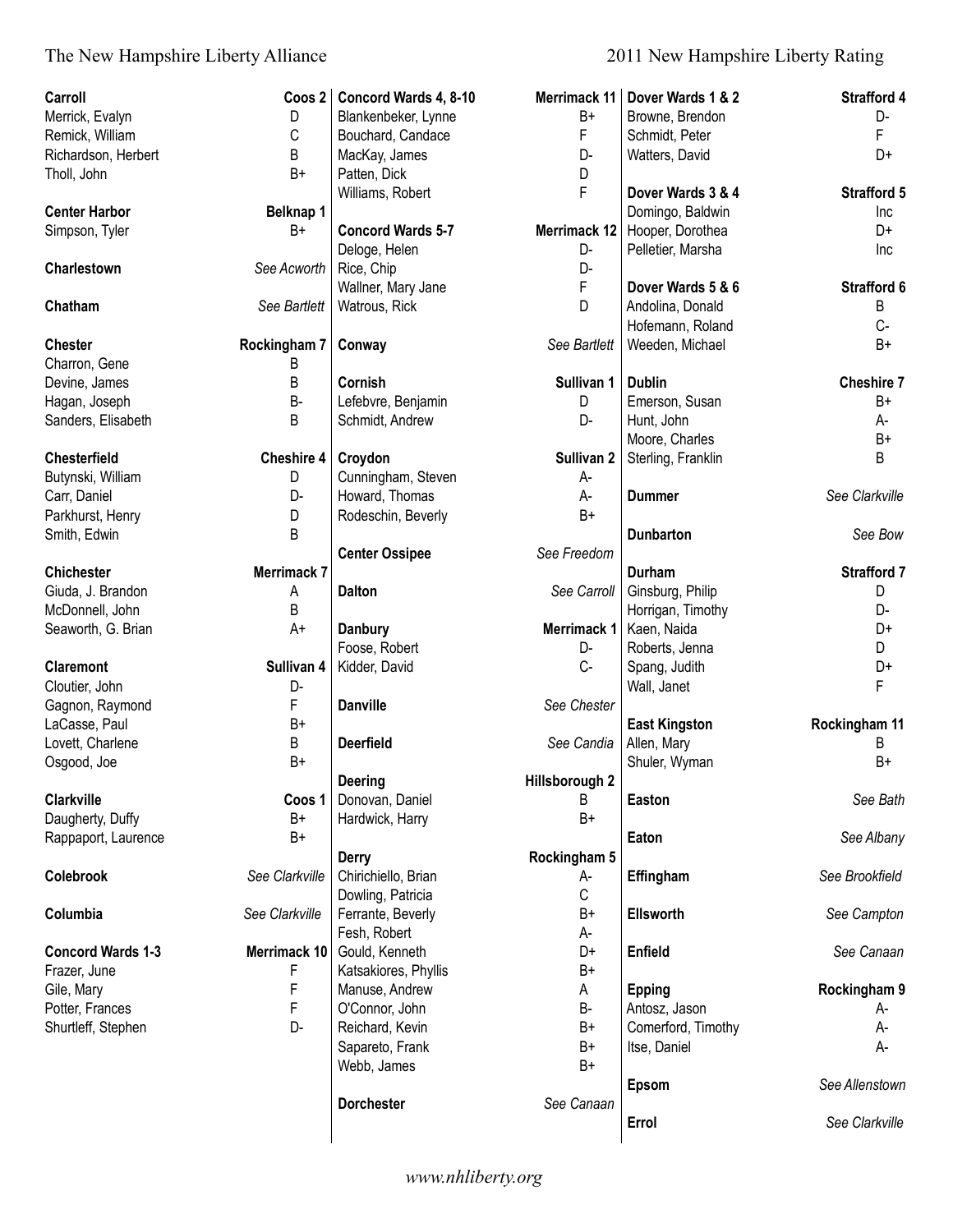**Carroll** — Coos 2

| Name | Rating |
|---|---|
| Merrick, Evalyn | D |
| Remick, William | C |
| Richardson, Herbert | B |
| Tholl, John | B+ |

**Center Harbor** — Belknap 1

| Name | Rating |
|---|---|
| Simpson, Tyler | B+ |

**Charlestown** — *See Acworth*

**Chatham** — *See Bartlett*

**Chester** — Rockingham 7

| Name | Rating |
|---|---|
| Charron, Gene | B |
| Devine, James | B |
| Hagan, Joseph | B- |
| Sanders, Elisabeth | B |

**Chesterfield** — Cheshire 4

| Name | Rating |
|---|---|
| Butynski, William | D |
| Carr, Daniel | D- |
| Parkhurst, Henry | D |
| Smith, Edwin | B |

**Chichester** — Merrimack 7

| Name | Rating |
|---|---|
| Giuda, J. Brandon | A |
| McDonnell, John | B |
| Seaworth, G. Brian | A+ |

**Claremont** — Sullivan 4

| Name | Rating |
|---|---|
| Cloutier, John | D- |
| Gagnon, Raymond | F |
| LaCasse, Paul | B+ |
| Lovett, Charlene | B |
| Osgood, Joe | B+ |

**Clarkville** — Coos 1

| Name | Rating |
|---|---|
| Daugherty, Duffy | B+ |
| Rappaport, Laurence | B+ |

**Colebrook** — *See Clarkville*

**Columbia** — *See Clarkville*

**Concord Wards 1-3** — Merrimack 10

| Name | Rating |
|---|---|
| Frazer, June | F |
| Gile, Mary | F |
| Potter, Frances | F |
| Shurtleff, Stephen | D- |

**Concord Wards 4, 8-10** — Merrimack 11

| Name | Rating |
|---|---|
| Blankenbeker, Lynne | B+ |
| Bouchard, Candace | F |
| MacKay, James | D- |
| Patten, Dick | D |
| Williams, Robert | F |

**Concord Wards 5-7** — Merrimack 12

| Name | Rating |
|---|---|
| Deloge, Helen | D- |
| Rice, Chip | D- |
| Wallner, Mary Jane | F |
| Watrous, Rick | D |

**Conway** — *See Bartlett*

**Cornish** — Sullivan 1

| Name | Rating |
|---|---|
| Lefebvre, Benjamin | D |
| Schmidt, Andrew | D- |

**Croydon** — Sullivan 2

| Name | Rating |
|---|---|
| Cunningham, Steven | A- |
| Howard, Thomas | A- |
| Rodeschin, Beverly | B+ |

**Center Ossipee** — *See Freedom*

**Dalton** — *See Carroll*

**Danbury** — Merrimack 1

| Name | Rating |
|---|---|
| Foose, Robert | D- |
| Kidder, David | C- |

**Danville** — *See Chester*

**Deerfield** — *See Candia*

**Deering** — Hillsborough 2

| Name | Rating |
|---|---|
| Donovan, Daniel | B |
| Hardwick, Harry | B+ |

**Derry** — Rockingham 5

| Name | Rating |
|---|---|
| Chirichiello, Brian | A- |
| Dowling, Patricia | C |
| Ferrante, Beverly | B+ |
| Fesh, Robert | A- |
| Gould, Kenneth | D+ |
| Katsakiores, Phyllis | B+ |
| Manuse, Andrew | A |
| O'Connor, John | B- |
| Reichard, Kevin | B+ |
| Sapareto, Frank | B+ |
| Webb, James | B+ |

**Dorchester** — *See Canaan*

**Dover Wards 1 & 2** — Strafford 4

| Name | Rating |
|---|---|
| Browne, Brendon | D- |
| Schmidt, Peter | F |
| Watters, David | D+ |

**Dover Wards 3 & 4** — Strafford 5

| Name | Rating |
|---|---|
| Domingo, Baldwin | Inc |
| Hooper, Dorothea | D+ |
| Pelletier, Marsha | Inc |

**Dover Wards 5 & 6** — Strafford 6

| Name | Rating |
|---|---|
| Andolina, Donald | B |
| Hofemann, Roland | C- |
| Weeden, Michael | B+ |

**Dublin** — Cheshire 7

| Name | Rating |
|---|---|
| Emerson, Susan | B+ |
| Hunt, John | A- |
| Moore, Charles | B+ |
| Sterling, Franklin | B |

**Dummer** — *See Clarkville*

**Dunbarton** — *See Bow*

**Durham** — Strafford 7

| Name | Rating |
|---|---|
| Ginsburg, Philip | D |
| Horrigan, Timothy | D- |
| Kaen, Naida | D+ |
| Roberts, Jenna | D |
| Spang, Judith | D+ |
| Wall, Janet | F |

**East Kingston** — Rockingham 11

| Name | Rating |
|---|---|
| Allen, Mary | B |
| Shuler, Wyman | B+ |

**Easton** — *See Bath*

**Eaton** — *See Albany*

**Effingham** — *See Brookfield*

**Ellsworth** — *See Campton*

**Enfield** — *See Canaan*

**Epping** — Rockingham 9

| Name | Rating |
|---|---|
| Antosz, Jason | A- |
| Comerford, Timothy | A- |
| Itse, Daniel | A- |

**Epsom** — *See Allenstown*

**Errol** — *See Clarkville*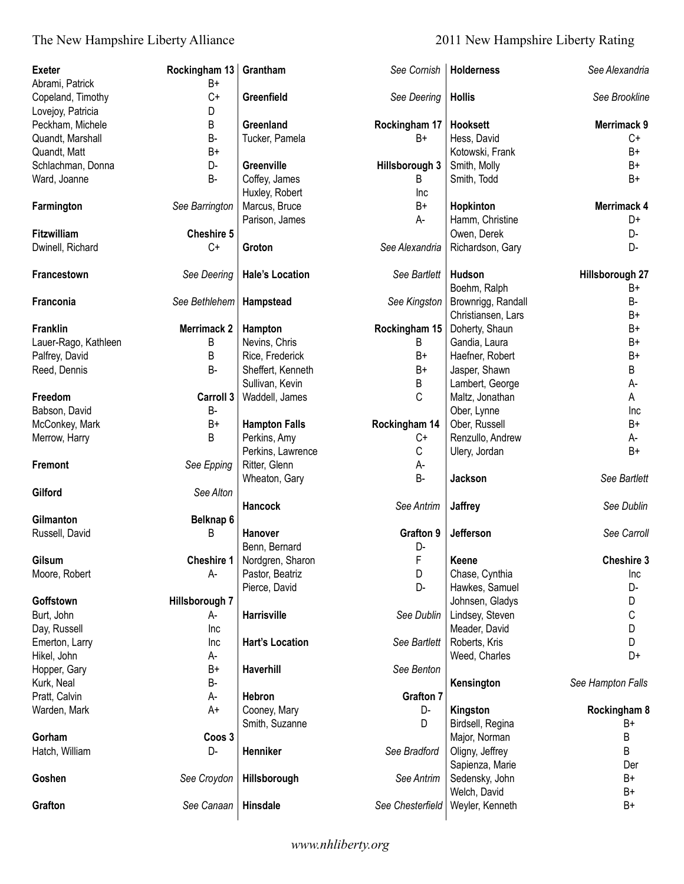| Town / Representative | District / Rating |
|---|---|
| **Exeter** | **Rockingham 13** |
| Abrami, Patrick | B+ |
| Copeland, Timothy | C+ |
| Lovejoy, Patricia | D |
| Peckham, Michele | B |
| Quandt, Marshall | B- |
| Quandt, Matt | B+ |
| Schlachman, Donna | D- |
| Ward, Joanne | B- |
| **Farmington** | *See Barrington* |
| **Fitzwilliam** | **Cheshire 5** |
| Dwinell, Richard | C+ |
| **Francestown** | *See Deering* |
| **Franconia** | *See Bethlehem* |
| **Franklin** | **Merrimack 2** |
| Lauer-Rago, Kathleen | B |
| Palfrey, David | B |
| Reed, Dennis | B- |
| **Freedom** | **Carroll 3** |
| Babson, David | B- |
| McConkey, Mark | B+ |
| Merrow, Harry | B |
| **Fremont** | *See Epping* |
| **Gilford** | *See Alton* |
| **Gilmanton** | **Belknap 6** |
| Russell, David | B |
| **Gilsum** | **Cheshire 1** |
| Moore, Robert | A- |
| **Goffstown** | **Hillsborough 7** |
| Burt, John | A- |
| Day, Russell | Inc |
| Emerton, Larry | Inc |
| Hikel, John | A- |
| Hopper, Gary | B+ |
| Kurk, Neal | B- |
| Pratt, Calvin | A- |
| Warden, Mark | A+ |
| **Gorham** | **Coos 3** |
| Hatch, William | D- |
| **Goshen** | *See Croydon* |
| **Grafton** | *See Canaan* |
| **Grantham** | *See Cornish* |
| **Greenfield** | *See Deering* |
| **Greenland** | **Rockingham 17** |
| Tucker, Pamela | B+ |
| **Greenville** | **Hillsborough 3** |
| Coffey, James | B |
| Huxley, Robert | Inc |
| Marcus, Bruce | B+ |
| Parison, James | A- |
| **Groton** | *See Alexandria* |
| **Hale's Location** | *See Bartlett* |
| **Hampstead** | *See Kingston* |
| **Hampton** | **Rockingham 15** |
| Nevins, Chris | B |
| Rice, Frederick | B+ |
| Sheffert, Kenneth | B+ |
| Sullivan, Kevin | B |
| Waddell, James | C |
| **Hampton Falls** | **Rockingham 14** |
| Perkins, Amy | C+ |
| Perkins, Lawrence | C |
| Ritter, Glenn | A- |
| Wheaton, Gary | B- |
| **Hancock** | *See Antrim* |
| **Hanover** | **Grafton 9** |
| Benn, Bernard | D- |
| Nordgren, Sharon | F |
| Pastor, Beatriz | D |
| Pierce, David | D- |
| **Harrisville** | *See Dublin* |
| **Hart's Location** | *See Bartlett* |
| **Haverhill** | *See Benton* |
| **Hebron** | **Grafton 7** |
| Cooney, Mary | D- |
| Smith, Suzanne | D |
| **Henniker** | *See Bradford* |
| **Hillsborough** | *See Antrim* |
| **Hinsdale** | *See Chesterfield* |
| **Holderness** | *See Alexandria* |
| **Hollis** | *See Brookline* |
| **Hooksett** | **Merrimack 9** |
| Hess, David | C+ |
| Kotowski, Frank | B+ |
| Smith, Molly | B+ |
| Smith, Todd | B+ |
| **Hopkinton** | **Merrimack 4** |
| Hamm, Christine | D+ |
| Owen, Derek | D- |
| Richardson, Gary | D- |
| **Hudson** | **Hillsborough 27** |
| Boehm, Ralph | B+ |
| Brownrigg, Randall | B- |
| Christiansen, Lars | B+ |
| Doherty, Shaun | B+ |
| Gandia, Laura | B+ |
| Haefner, Robert | B+ |
| Jasper, Shawn | B |
| Lambert, George | A- |
| Maltz, Jonathan | A |
| Ober, Lynne | Inc |
| Ober, Russell | B+ |
| Renzullo, Andrew | A- |
| Ulery, Jordan | B+ |
| **Jackson** | *See Bartlett* |
| **Jaffrey** | *See Dublin* |
| **Jefferson** | *See Carroll* |
| **Keene** | **Cheshire 3** |
| Chase, Cynthia | Inc |
| Hawkes, Samuel | D- |
| Johnsen, Gladys | D |
| Lindsey, Steven | C |
| Meader, David | D |
| Roberts, Kris | D |
| Weed, Charles | D+ |
| **Kensington** | *See Hampton Falls* |
| **Kingston** | **Rockingham 8** |
| Birdsell, Regina | B+ |
| Major, Norman | B |
| Oligny, Jeffrey | B |
| Sapienza, Marie | Der |
| Sedensky, John | B+ |
| Welch, David | B+ |
| Weyler, Kenneth | B+ |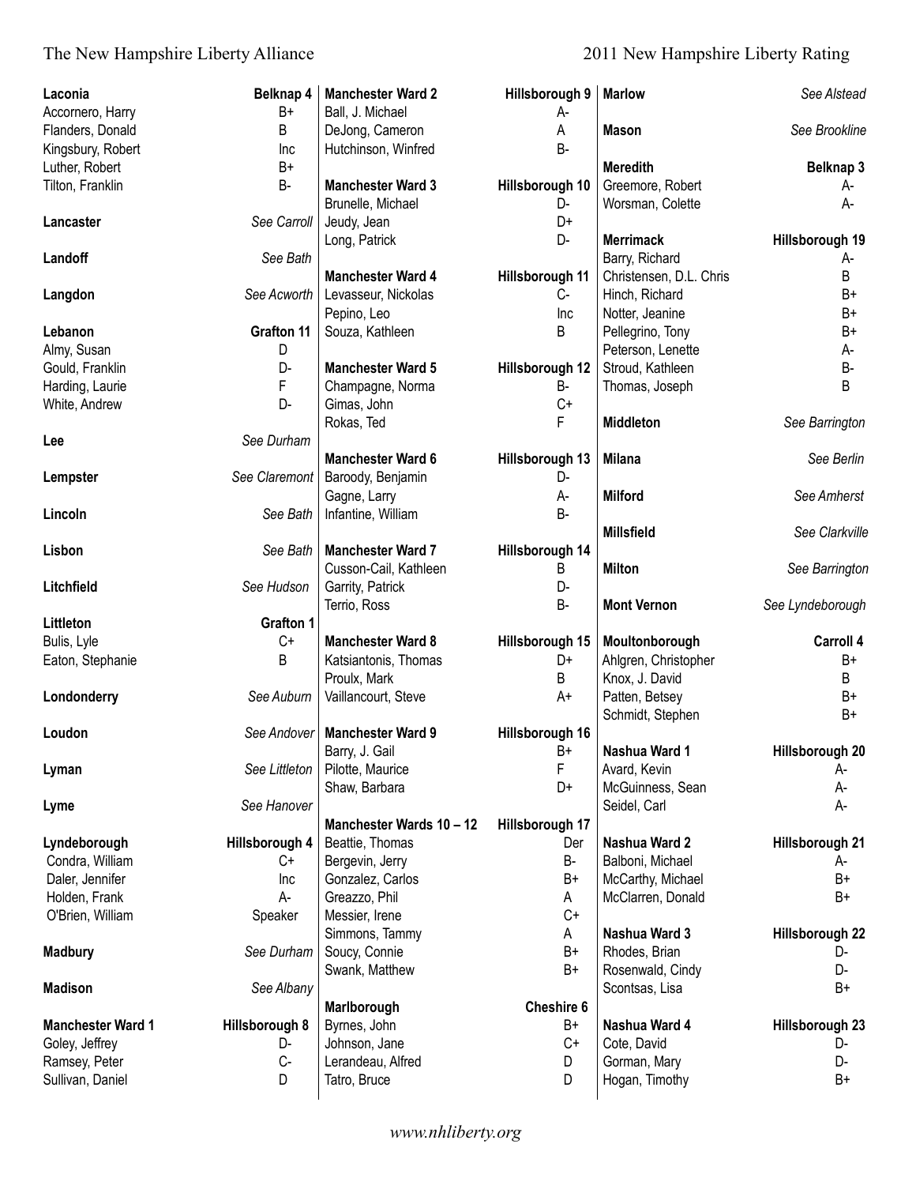**Laconia** — **Belknap 4**

| Name | Rating |
|---|---|
| Accornero, Harry | B+ |
| Flanders, Donald | B |
| Kingsbury, Robert | Inc |
| Luther, Robert | B+ |
| Tilton, Franklin | B- |

**Lancaster** — *See Carroll*

**Landoff** — *See Bath*

**Langdon** — *See Acworth*

**Lebanon** — **Grafton 11**

| Name | Rating |
|---|---|
| Almy, Susan | D |
| Gould, Franklin | D- |
| Harding, Laurie | F |
| White, Andrew | D- |

**Lee** — *See Durham*

**Lempster** — *See Claremont*

**Lincoln** — *See Bath*

**Lisbon** — *See Bath*

**Litchfield** — *See Hudson*

**Littleton** — **Grafton 1**

| Name | Rating |
|---|---|
| Bulis, Lyle | C+ |
| Eaton, Stephanie | B |

**Londonderry** — *See Auburn*

**Loudon** — *See Andover*

**Lyman** — *See Littleton*

**Lyme** — *See Hanover*

**Lyndeborough** — **Hillsborough 4**

| Name | Rating |
|---|---|
| Condra, William | C+ |
| Daler, Jennifer | Inc |
| Holden, Frank | A- |
| O'Brien, William | Speaker |

**Madbury** — *See Durham*

**Madison** — *See Albany*

**Manchester Ward 1** — **Hillsborough 8**

| Name | Rating |
|---|---|
| Goley, Jeffrey | D- |
| Ramsey, Peter | C- |
| Sullivan, Daniel | D |

**Manchester Ward 2** — **Hillsborough 9**

| Name | Rating |
|---|---|
| Ball, J. Michael | A- |
| DeJong, Cameron | A |
| Hutchinson, Winfred | B- |

**Manchester Ward 3** — **Hillsborough 10**

| Name | Rating |
|---|---|
| Brunelle, Michael | D- |
| Jeudy, Jean | D+ |
| Long, Patrick | D- |

**Manchester Ward 4** — **Hillsborough 11**

| Name | Rating |
|---|---|
| Levasseur, Nickolas | C- |
| Pepino, Leo | Inc |
| Souza, Kathleen | B |

**Manchester Ward 5** — **Hillsborough 12**

| Name | Rating |
|---|---|
| Champagne, Norma | B- |
| Gimas, John | C+ |
| Rokas, Ted | F |

**Manchester Ward 6** — **Hillsborough 13**

| Name | Rating |
|---|---|
| Baroody, Benjamin | D- |
| Gagne, Larry | A- |
| Infantine, William | B- |

**Manchester Ward 7** — **Hillsborough 14**

| Name | Rating |
|---|---|
| Cusson-Cail, Kathleen | B |
| Garrity, Patrick | D- |
| Terrio, Ross | B- |

**Manchester Ward 8** — **Hillsborough 15**

| Name | Rating |
|---|---|
| Katsiantonis, Thomas | D+ |
| Proulx, Mark | B |
| Vaillancourt, Steve | A+ |

**Manchester Ward 9** — **Hillsborough 16**

| Name | Rating |
|---|---|
| Barry, J. Gail | B+ |
| Pilotte, Maurice | F |
| Shaw, Barbara | D+ |

**Manchester Wards 10 – 12** — **Hillsborough 17**

| Name | Rating |
|---|---|
| Beattie, Thomas | Der |
| Bergevin, Jerry | B- |
| Gonzalez, Carlos | B+ |
| Greazzo, Phil | A |
| Messier, Irene | C+ |
| Simmons, Tammy | A |
| Soucy, Connie | B+ |
| Swank, Matthew | B+ |

**Marlborough** — **Cheshire 6**

| Name | Rating |
|---|---|
| Byrnes, John | B+ |
| Johnson, Jane | C+ |
| Lerandeau, Alfred | D |
| Tatro, Bruce | D |

**Marlow** — *See Alstead*

**Mason** — *See Brookline*

**Meredith** — **Belknap 3**

| Name | Rating |
|---|---|
| Greemore, Robert | A- |
| Worsman, Colette | A- |

**Merrimack** — **Hillsborough 19**

| Name | Rating |
|---|---|
| Barry, Richard | A- |
| Christensen, D.L. Chris | B |
| Hinch, Richard | B+ |
| Notter, Jeanine | B+ |
| Pellegrino, Tony | B+ |
| Peterson, Lenette | A- |
| Stroud, Kathleen | B- |
| Thomas, Joseph | B |

**Middleton** — *See Barrington*

**Milana** — *See Berlin*

**Milford** — *See Amherst*

**Millsfield** — *See Clarkville*

**Milton** — *See Barrington*

**Mont Vernon** — *See Lyndeborough*

**Moultonborough** — **Carroll 4**

| Name | Rating |
|---|---|
| Ahlgren, Christopher | B+ |
| Knox, J. David | B |
| Patten, Betsey | B+ |
| Schmidt, Stephen | B+ |

**Nashua Ward 1** — **Hillsborough 20**

| Name | Rating |
|---|---|
| Avard, Kevin | A- |
| McGuinness, Sean | A- |
| Seidel, Carl | A- |

**Nashua Ward 2** — **Hillsborough 21**

| Name | Rating |
|---|---|
| Balboni, Michael | A- |
| McCarthy, Michael | B+ |
| McClarren, Donald | B+ |

**Nashua Ward 3** — **Hillsborough 22**

| Name | Rating |
|---|---|
| Rhodes, Brian | D- |
| Rosenwald, Cindy | D- |
| Scontsas, Lisa | B+ |

**Nashua Ward 4** — **Hillsborough 23**

| Name | Rating |
|---|---|
| Cote, David | D- |
| Gorman, Mary | D- |
| Hogan, Timothy | B+ |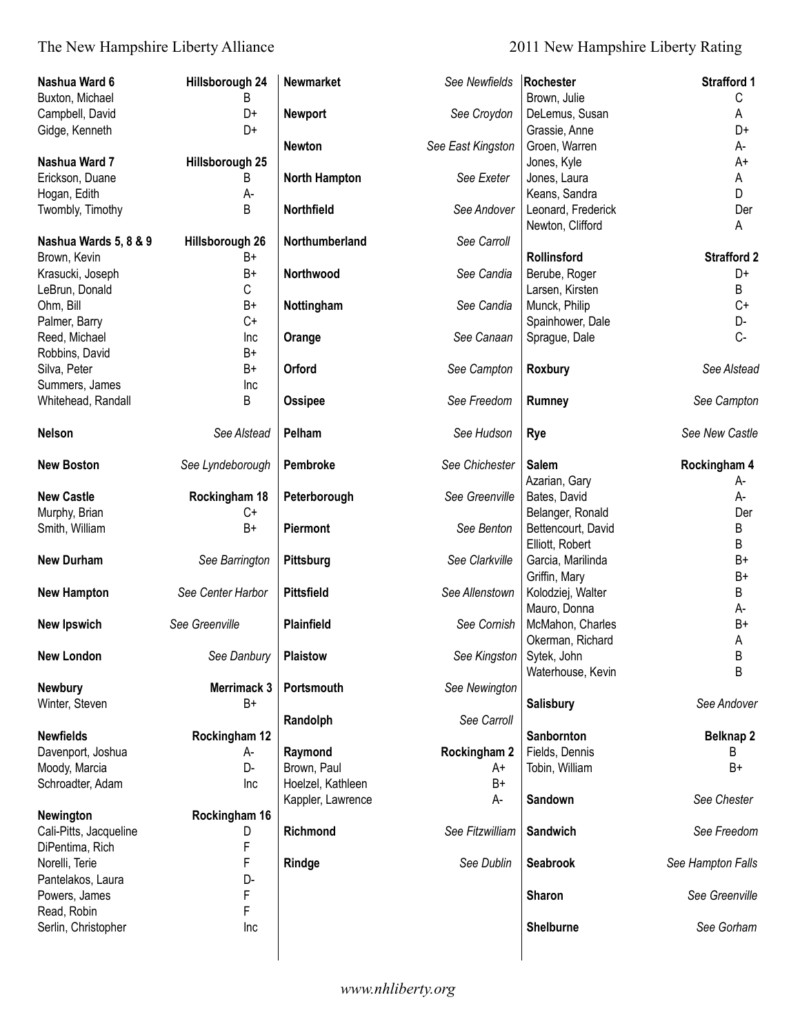| Town / Representative | District / Rating |
|---|---|
| **Nashua Ward 6** | **Hillsborough 24** |
| Buxton, Michael | B |
| Campbell, David | D+ |
| Gidge, Kenneth | D+ |
| **Nashua Ward 7** | **Hillsborough 25** |
| Erickson, Duane | B |
| Hogan, Edith | A- |
| Twombly, Timothy | B |
| **Nashua Wards 5, 8 & 9** | **Hillsborough 26** |
| Brown, Kevin | B+ |
| Krasucki, Joseph | B+ |
| LeBrun, Donald | C |
| Ohm, Bill | B+ |
| Palmer, Barry | C+ |
| Reed, Michael | Inc |
| Robbins, David | B+ |
| Silva, Peter | B+ |
| Summers, James | Inc |
| Whitehead, Randall | B |
| **Nelson** | *See Alstead* |
| **New Boston** | *See Lyndeborough* |
| **New Castle** | **Rockingham 18** |
| Murphy, Brian | C+ |
| Smith, William | B+ |
| **New Durham** | *See Barrington* |
| **New Hampton** | *See Center Harbor* |
| **New Ipswich** | *See Greenville* |
| **New London** | *See Danbury* |
| **Newbury** | **Merrimack 3** |
| Winter, Steven | B+ |
| **Newfields** | **Rockingham 12** |
| Davenport, Joshua | A- |
| Moody, Marcia | D- |
| Schroadter, Adam | Inc |
| **Newington** | **Rockingham 16** |
| Cali-Pitts, Jacqueline | D |
| DiPentima, Rich | F |
| Norelli, Terie | F |
| Pantelakos, Laura | D- |
| Powers, James | F |
| Read, Robin | F |
| Serlin, Christopher | Inc |
| **Newmarket** | *See Newfields* |
| **Newport** | *See Croydon* |
| **Newton** | *See East Kingston* |
| **North Hampton** | *See Exeter* |
| **Northfield** | *See Andover* |
| **Northumberland** | *See Carroll* |
| **Northwood** | *See Candia* |
| **Nottingham** | *See Candia* |
| **Orange** | *See Canaan* |
| **Orford** | *See Campton* |
| **Ossipee** | *See Freedom* |
| **Pelham** | *See Hudson* |
| **Pembroke** | *See Chichester* |
| **Peterborough** | *See Greenville* |
| **Piermont** | *See Benton* |
| **Pittsburg** | *See Clarkville* |
| **Pittsfield** | *See Allenstown* |
| **Plainfield** | *See Cornish* |
| **Plaistow** | *See Kingston* |
| **Portsmouth** | *See Newington* |
| **Randolph** | *See Carroll* |
| **Raymond** | **Rockingham 2** |
| Brown, Paul | A+ |
| Hoelzel, Kathleen | B+ |
| Kappler, Lawrence | A- |
| **Richmond** | *See Fitzwilliam* |
| **Rindge** | *See Dublin* |
| **Rochester** | **Strafford 1** |
| Brown, Julie | C |
| DeLemus, Susan | A |
| Grassie, Anne | D+ |
| Groen, Warren | A- |
| Jones, Kyle | A+ |
| Jones, Laura | A |
| Keans, Sandra | D |
| Leonard, Frederick | Der |
| Newton, Clifford | A |
| **Rollinsford** | **Strafford 2** |
| Berube, Roger | D+ |
| Larsen, Kirsten | B |
| Munck, Philip | C+ |
| Spainhower, Dale | D- |
| Sprague, Dale | C- |
| **Roxbury** | *See Alstead* |
| **Rumney** | *See Campton* |
| **Rye** | *See New Castle* |
| **Salem** | **Rockingham 4** |
| Azarian, Gary | A- |
| Bates, David | A- |
| Belanger, Ronald | Der |
| Bettencourt, David | B |
| Elliott, Robert | B |
| Garcia, Marilinda | B+ |
| Griffin, Mary | B+ |
| Kolodziej, Walter | B |
| Mauro, Donna | A- |
| McMahon, Charles | B+ |
| Okerman, Richard | A |
| Sytek, John | B |
| Waterhouse, Kevin | B |
| **Salisbury** | *See Andover* |
| **Sanbornton** | **Belknap 2** |
| Fields, Dennis | B |
| Tobin, William | B+ |
| **Sandown** | *See Chester* |
| **Sandwich** | *See Freedom* |
| **Seabrook** | *See Hampton Falls* |
| **Sharon** | *See Greenville* |
| **Shelburne** | *See Gorham* |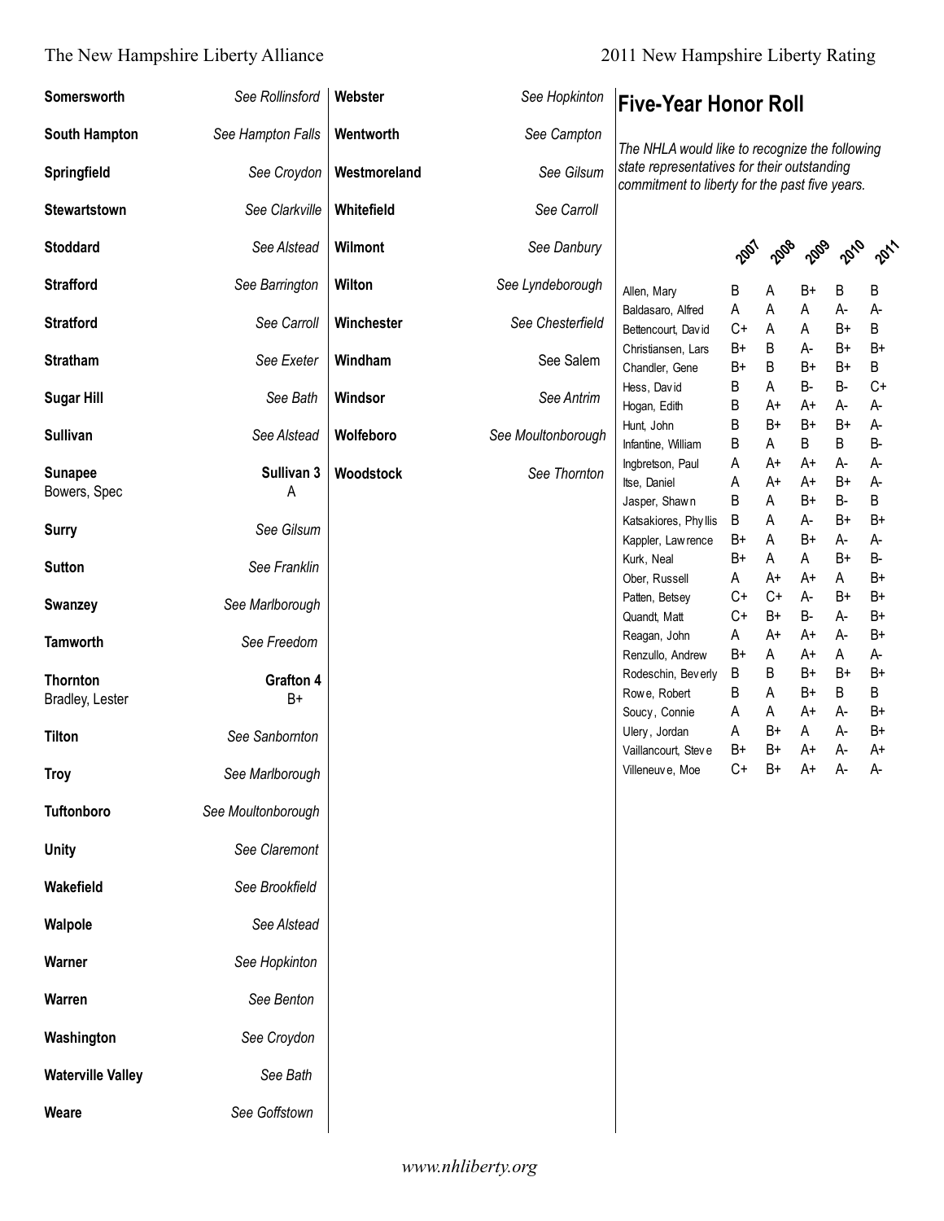| Town | District |
|---|---|
| **Somersworth** | *See Rollinsford* |
| **South Hampton** | *See Hampton Falls* |
| **Springfield** | *See Croydon* |
| **Stewartstown** | *See Clarkville* |
| **Stoddard** | *See Alstead* |
| **Strafford** | *See Barrington* |
| **Stratford** | *See Carroll* |
| **Stratham** | *See Exeter* |
| **Sugar Hill** | *See Bath* |
| **Sullivan** | *See Alstead* |
| **Sunapee** | **Sullivan 3** |
| Bowers, Spec | A |
| **Surry** | *See Gilsum* |
| **Sutton** | *See Franklin* |
| **Swanzey** | *See Marlborough* |
| **Tamworth** | *See Freedom* |
| **Thornton** | **Grafton 4** |
| Bradley, Lester | B+ |
| **Tilton** | *See Sanbornton* |
| **Troy** | *See Marlborough* |
| **Tuftonboro** | *See Moultonborough* |
| **Unity** | *See Claremont* |
| **Wakefield** | *See Brookfield* |
| **Walpole** | *See Alstead* |
| **Warner** | *See Hopkinton* |
| **Warren** | *See Benton* |
| **Washington** | *See Croydon* |
| **Waterville Valley** | *See Bath* |
| **Weare** | *See Goffstown* |
| **Webster** | *See Hopkinton* |
| **Wentworth** | *See Campton* |
| **Westmoreland** | *See Gilsum* |
| **Whitefield** | *See Carroll* |
| **Wilmont** | *See Danbury* |
| **Wilton** | *See Lyndeborough* |
| **Winchester** | *See Chesterfield* |
| **Windham** | See Salem |
| **Windsor** | *See Antrim* |
| **Wolfeboro** | *See Moultonborough* |
| **Woodstock** | *See Thornton* |

## Five-Year Honor Roll

*The NHLA would like to recognize the following state representatives for their outstanding commitment to liberty for the past five years.*

| | 2007 | 2008 | 2009 | 2010 | 2011 |
|---|---|---|---|---|---|
| Allen, Mary | B | A | B+ | B | B |
| Baldasaro, Alfred | A | A | A | A- | A- |
| Bettencourt, David | C+ | A | A | B+ | B |
| Christiansen, Lars | B+ | B | A- | B+ | B+ |
| Chandler, Gene | B+ | B | B+ | B+ | B |
| Hess, David | B | A | B- | B- | C+ |
| Hogan, Edith | B | A+ | A+ | A- | A- |
| Hunt, John | B | B+ | B+ | B+ | A- |
| Infantine, William | B | A | B | B | B- |
| Ingbretson, Paul | A | A+ | A+ | A- | A- |
| Itse, Daniel | A | A+ | A+ | B+ | A- |
| Jasper, Shawn | B | A | B+ | B- | B |
| Katsakiores, Phyllis | B | A | A- | B+ | B+ |
| Kappler, Lawrence | B+ | A | B+ | A- | A- |
| Kurk, Neal | B+ | A | A | B+ | B- |
| Ober, Russell | A | A+ | A+ | A | B+ |
| Patten, Betsey | C+ | C+ | A- | B+ | B+ |
| Quandt, Matt | C+ | B+ | B- | A- | B+ |
| Reagan, John | A | A+ | A+ | A- | B+ |
| Renzullo, Andrew | B+ | A | A+ | A | A- |
| Rodeschin, Beverly | B | B | B+ | B+ | B+ |
| Rowe, Robert | B | A | B+ | B | B |
| Soucy, Connie | A | A | A+ | A- | B+ |
| Ulery, Jordan | A | B+ | A | A- | B+ |
| Vaillancourt, Steve | B+ | B+ | A+ | A- | A+ |
| Villeneuve, Moe | C+ | B+ | A+ | A- | A- |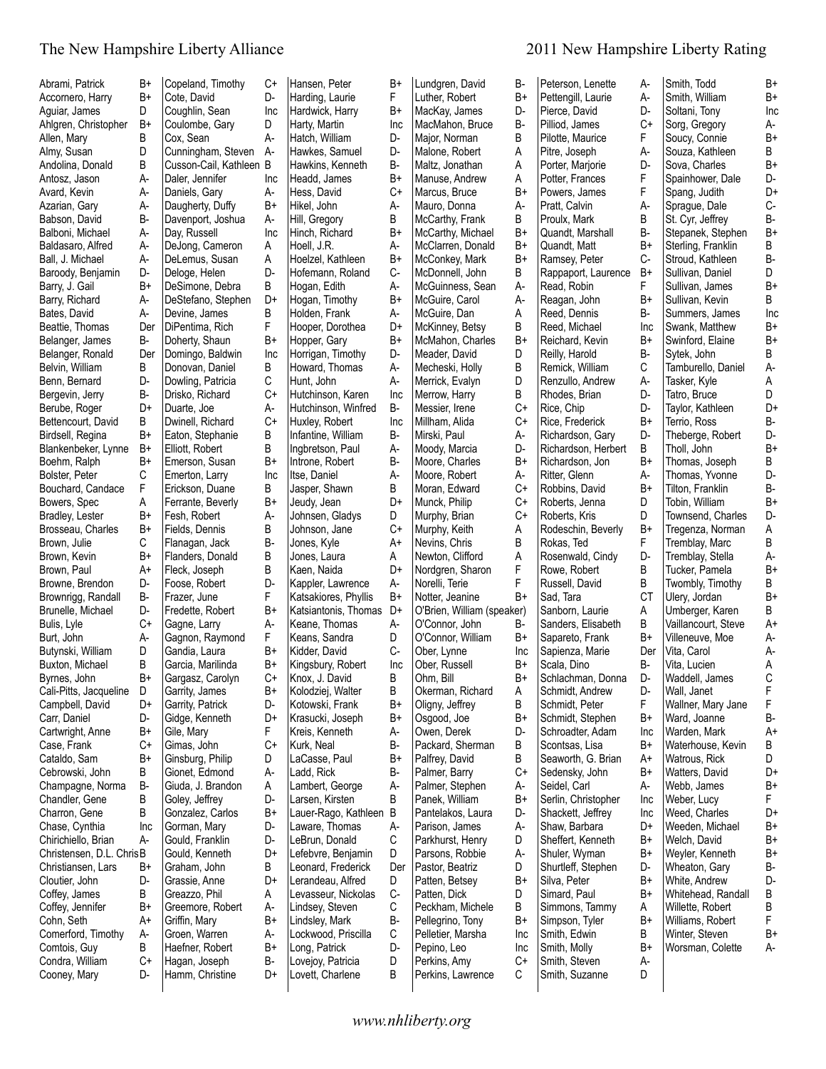# The New Hampshire Liberty Alliance

## 2011 New Hampshire Liberty Rating

| | |
|---|---|
| Abrami, Patrick | B+ |
| Accornero, Harry | B+ |
| Aguiar, James | D |
| Ahlgren, Christopher | B+ |
| Allen, Mary | B |
| Almy, Susan | D |
| Andolina, Donald | B |
| Antosz, Jason | A- |
| Avard, Kevin | A- |
| Azarian, Gary | A- |
| Babson, David | B- |
| Balboni, Michael | A- |
| Baldasaro, Alfred | A- |
| Ball, J. Michael | A- |
| Baroody, Benjamin | D- |
| Barry, J. Gail | B+ |
| Barry, Richard | A- |
| Bates, David | A- |
| Beattie, Thomas | Der |
| Belanger, James | B- |
| Belanger, Ronald | Der |
| Belvin, William | B |
| Benn, Bernard | D- |
| Bergevin, Jerry | B- |
| Berube, Roger | D+ |
| Bettencourt, David | B |
| Birdsell, Regina | B+ |
| Blankenbeker, Lynne | B+ |
| Boehm, Ralph | B+ |
| Bolster, Peter | C |
| Bouchard, Candace | F |
| Bowers, Spec | A |
| Bradley, Lester | B+ |
| Brosseau, Charles | B+ |
| Brown, Julie | C |
| Brown, Kevin | B+ |
| Brown, Paul | A+ |
| Browne, Brendon | D- |
| Brownrigg, Randall | B- |
| Brunelle, Michael | D- |
| Bulis, Lyle | C+ |
| Burt, John | A- |
| Butynski, William | D |
| Buxton, Michael | B |
| Byrnes, John | B+ |
| Cali-Pitts, Jacqueline | D |
| Campbell, David | D+ |
| Carr, Daniel | D- |
| Cartwright, Anne | B+ |
| Case, Frank | C+ |
| Cataldo, Sam | B+ |
| Cebrowski, John | B |
| Champagne, Norma | B- |
| Chandler, Gene | B |
| Charron, Gene | B |
| Chase, Cynthia | Inc |
| Chirichiello, Brian | A- |
| Christensen, D.L. Chris | B |
| Christiansen, Lars | B+ |
| Cloutier, John | D- |
| Coffey, James | B |
| Coffey, Jennifer | B+ |
| Cohn, Seth | A+ |
| Comerford, Timothy | A- |
| Comtois, Guy | B |
| Condra, William | C+ |
| Cooney, Mary | D- |
| Copeland, Timothy | C+ |
| Cote, David | D- |
| Coughlin, Sean | Inc |
| Coulombe, Gary | D |
| Cox, Sean | A- |
| Cunningham, Steven | A- |
| Cusson-Cail, Kathleen | B |
| Daler, Jennifer | Inc |
| Daniels, Gary | A- |
| Daugherty, Duffy | B+ |
| Davenport, Joshua | A- |
| Day, Russell | Inc |
| DeJong, Cameron | A |
| DeLemus, Susan | A |
| Deloge, Helen | D- |
| DeSimone, Debra | B |
| DeStefano, Stephen | D+ |
| Devine, James | B |
| DiPentima, Rich | F |
| Doherty, Shaun | B+ |
| Domingo, Baldwin | Inc |
| Donovan, Daniel | B |
| Dowling, Patricia | C |
| Drisko, Richard | C+ |
| Duarte, Joe | A- |
| Dwinell, Richard | C+ |
| Eaton, Stephanie | B |
| Elliott, Robert | B |
| Emerson, Susan | B+ |
| Emerton, Larry | Inc |
| Erickson, Duane | B |
| Ferrante, Beverly | B+ |
| Fesh, Robert | A- |
| Fields, Dennis | B |
| Flanagan, Jack | B- |
| Flanders, Donald | B |
| Fleck, Joseph | B |
| Foose, Robert | D- |
| Frazer, June | F |
| Fredette, Robert | B+ |
| Gagne, Larry | A- |
| Gagnon, Raymond | F |
| Gandia, Laura | B+ |
| Garcia, Marilinda | B+ |
| Gargasz, Carolyn | C+ |
| Garrity, James | B+ |
| Garrity, Patrick | D- |
| Gidge, Kenneth | D+ |
| Gile, Mary | F |
| Gimas, John | C+ |
| Ginsburg, Philip | D |
| Gionet, Edmond | A- |
| Giuda, J. Brandon | A |
| Goley, Jeffrey | D- |
| Gonzalez, Carlos | B+ |
| Gorman, Mary | D- |
| Gould, Franklin | D- |
| Gould, Kenneth | D+ |
| Graham, John | B |
| Grassie, Anne | D+ |
| Greazzo, Phil | A |
| Greemore, Robert | A- |
| Griffin, Mary | B+ |
| Groen, Warren | A- |
| Haefner, Robert | B+ |
| Hagan, Joseph | B- |
| Hamm, Christine | D+ |
| Hansen, Peter | B+ |
| Harding, Laurie | F |
| Hardwick, Harry | B+ |
| Harty, Martin | Inc |
| Hatch, William | D- |
| Hawkes, Samuel | D- |
| Hawkins, Kenneth | B- |
| Headd, James | B+ |
| Hess, David | C+ |
| Hikel, John | A- |
| Hill, Gregory | B |
| Hinch, Richard | B+ |
| Hoell, J.R. | A- |
| Hoelzel, Kathleen | B+ |
| Hofemann, Roland | C- |
| Hogan, Edith | A- |
| Hogan, Timothy | B+ |
| Holden, Frank | A- |
| Hooper, Dorothea | D+ |
| Hopper, Gary | B+ |
| Horrigan, Timothy | D- |
| Howard, Thomas | A- |
| Hunt, John | A- |
| Hutchinson, Karen | Inc |
| Hutchinson, Winfred | B- |
| Huxley, Robert | Inc |
| Infantine, William | B- |
| Ingbretson, Paul | A- |
| Introne, Robert | B- |
| Itse, Daniel | A- |
| Jasper, Shawn | B |
| Jeudy, Jean | D+ |
| Johnsen, Gladys | D |
| Johnson, Jane | C+ |
| Jones, Kyle | A+ |
| Jones, Laura | A |
| Kaen, Naida | D+ |
| Kappler, Lawrence | A- |
| Katsakiores, Phyllis | B+ |
| Katsiantonis, Thomas | D+ |
| Keane, Thomas | A- |
| Keans, Sandra | D |
| Kidder, David | C- |
| Kingsbury, Robert | Inc |
| Knox, J. David | B |
| Kolodziej, Walter | B |
| Kotowski, Frank | B+ |
| Krasucki, Joseph | B+ |
| Kreis, Kenneth | A- |
| Kurk, Neal | B- |
| LaCasse, Paul | B+ |
| Ladd, Rick | B- |
| Lambert, George | A- |
| Larsen, Kirsten | B |
| Lauer-Rago, Kathleen | B |
| Laware, Thomas | A- |
| LeBrun, Donald | C |
| Lefebvre, Benjamin | D |
| Leonard, Frederick | Der |
| Lerandeau, Alfred | D |
| Levasseur, Nickolas | C- |
| Lindsey, Steven | C |
| Lindsley, Mark | B- |
| Lockwood, Priscilla | C |
| Long, Patrick | D- |
| Lovejoy, Patricia | D |
| Lovett, Charlene | B |
| Lundgren, David | B- |
| Luther, Robert | B+ |
| MacKay, James | D- |
| MacMahon, Bruce | B- |
| Major, Norman | B |
| Malone, Robert | A |
| Maltz, Jonathan | A |
| Manuse, Andrew | A |
| Marcus, Bruce | B+ |
| Mauro, Donna | A- |
| McCarthy, Frank | B |
| McCarthy, Michael | B+ |
| McClarren, Donald | B+ |
| McConkey, Mark | B+ |
| McDonnell, John | B |
| McGuinness, Sean | A- |
| McGuire, Carol | A- |
| McGuire, Dan | A |
| McKinney, Betsy | B |
| McMahon, Charles | B+ |
| Meader, David | D |
| Mecheski, Holly | B |
| Merrick, Evalyn | D |
| Merrow, Harry | B |
| Messier, Irene | C+ |
| Millham, Alida | C+ |
| Mirski, Paul | A- |
| Moody, Marcia | D- |
| Moore, Charles | B+ |
| Moore, Robert | A- |
| Moran, Edward | C+ |
| Munck, Philip | C+ |
| Murphy, Brian | C+ |
| Murphy, Keith | A |
| Nevins, Chris | B |
| Newton, Clifford | A |
| Nordgren, Sharon | F |
| Norelli, Terie | F |
| Notter, Jeanine | B+ |
| O'Brien, William (speaker) | |
| O'Connor, John | B- |
| O'Connor, William | B+ |
| Ober, Lynne | Inc |
| Ober, Russell | B+ |
| Ohm, Bill | B+ |
| Okerman, Richard | A |
| Oligny, Jeffrey | B |
| Osgood, Joe | B+ |
| Owen, Derek | D- |
| Packard, Sherman | B |
| Palfrey, David | B |
| Palmer, Barry | C+ |
| Palmer, Stephen | A- |
| Panek, William | B+ |
| Pantelakos, Laura | D- |
| Parison, James | A- |
| Parkhurst, Henry | D |
| Parsons, Robbie | A- |
| Pastor, Beatriz | D |
| Patten, Betsey | B+ |
| Patten, Dick | D |
| Peckham, Michele | B |
| Pellegrino, Tony | B+ |
| Pelletier, Marsha | Inc |
| Pepino, Leo | Inc |
| Perkins, Amy | C+ |
| Perkins, Lawrence | C |
| Peterson, Lenette | A- |
| Pettengill, Laurie | A- |
| Pierce, David | D- |
| Pilliod, James | C+ |
| Pilotte, Maurice | F |
| Pitre, Joseph | A- |
| Porter, Marjorie | D- |
| Potter, Frances | F |
| Powers, James | F |
| Pratt, Calvin | A- |
| Proulx, Mark | B |
| Quandt, Marshall | B- |
| Quandt, Matt | B+ |
| Ramsey, Peter | C- |
| Rappaport, Laurence | B+ |
| Read, Robin | F |
| Reagan, John | B+ |
| Reed, Dennis | B- |
| Reed, Michael | Inc |
| Reichard, Kevin | B+ |
| Reilly, Harold | B- |
| Remick, William | C |
| Renzullo, Andrew | A- |
| Rhodes, Brian | D- |
| Rice, Chip | D- |
| Rice, Frederick | B+ |
| Richardson, Gary | D- |
| Richardson, Herbert | B |
| Richardson, Jon | B+ |
| Ritter, Glenn | A- |
| Robbins, David | B+ |
| Roberts, Jenna | D |
| Roberts, Kris | D |
| Rodeschin, Beverly | B+ |
| Rokas, Ted | F |
| Rosenwald, Cindy | D- |
| Rowe, Robert | B |
| Russell, David | B |
| Sad, Tara | CT |
| Sanborn, Laurie | A |
| Sanders, Elisabeth | B |
| Sapareto, Frank | B+ |
| Sapienza, Marie | Der |
| Scala, Dino | B- |
| Schlachman, Donna | D- |
| Schmidt, Andrew | D- |
| Schmidt, Peter | F |
| Schmidt, Stephen | B+ |
| Schroadter, Adam | Inc |
| Scontsas, Lisa | B+ |
| Seaworth, G. Brian | A+ |
| Sedensky, John | B+ |
| Seidel, Carl | A- |
| Serlin, Christopher | Inc |
| Shackett, Jeffrey | Inc |
| Shaw, Barbara | D+ |
| Sheffert, Kenneth | B+ |
| Shuler, Wyman | B+ |
| Shurtleff, Stephen | D- |
| Silva, Peter | B+ |
| Simard, Paul | B+ |
| Simmons, Tammy | A |
| Simpson, Tyler | B+ |
| Smith, Edwin | B |
| Smith, Molly | B+ |
| Smith, Steven | A- |
| Smith, Suzanne | D |
| Smith, Todd | B+ |
| Smith, William | B+ |
| Soltani, Tony | Inc |
| Sorg, Gregory | A- |
| Soucy, Connie | B+ |
| Souza, Kathleen | B |
| Sova, Charles | B+ |
| Spainhower, Dale | D- |
| Spang, Judith | D+ |
| Sprague, Dale | C- |
| St. Cyr, Jeffrey | B- |
| Stepanek, Stephen | B+ |
| Sterling, Franklin | B |
| Stroud, Kathleen | B- |
| Sullivan, Daniel | D |
| Sullivan, James | B+ |
| Sullivan, Kevin | B |
| Summers, James | Inc |
| Swank, Matthew | B+ |
| Swinford, Elaine | B+ |
| Sytek, John | B |
| Tamburello, Daniel | A- |
| Tasker, Kyle | A |
| Tatro, Bruce | D |
| Taylor, Kathleen | D+ |
| Terrio, Ross | B- |
| Theberge, Robert | D- |
| Tholl, John | B+ |
| Thomas, Joseph | B |
| Thomas, Yvonne | D- |
| Tilton, Franklin | B- |
| Tobin, William | B+ |
| Townsend, Charles | D- |
| Tregenza, Norman | A |
| Tremblay, Marc | B |
| Tremblay, Stella | A- |
| Tucker, Pamela | B+ |
| Twombly, Timothy | B |
| Ulery, Jordan | B+ |
| Umberger, Karen | B |
| Vaillancourt, Steve | A+ |
| Villeneuve, Moe | A- |
| Vita, Carol | A- |
| Vita, Lucien | A |
| Waddell, James | C |
| Wall, Janet | F |
| Wallner, Mary Jane | F |
| Ward, Joanne | B- |
| Warden, Mark | A+ |
| Waterhouse, Kevin | B |
| Watrous, Rick | D |
| Watters, David | D+ |
| Webb, James | B+ |
| Weber, Lucy | F |
| Weed, Charles | D+ |
| Weeden, Michael | B+ |
| Welch, David | B+ |
| Weyler, Kenneth | B+ |
| Wheaton, Gary | B- |
| White, Andrew | D- |
| Whitehead, Randall | B |
| Willette, Robert | B |
| Williams, Robert | F |
| Winter, Steven | B+ |
| Worsman, Colette | A- |

*www.nhliberty.org*